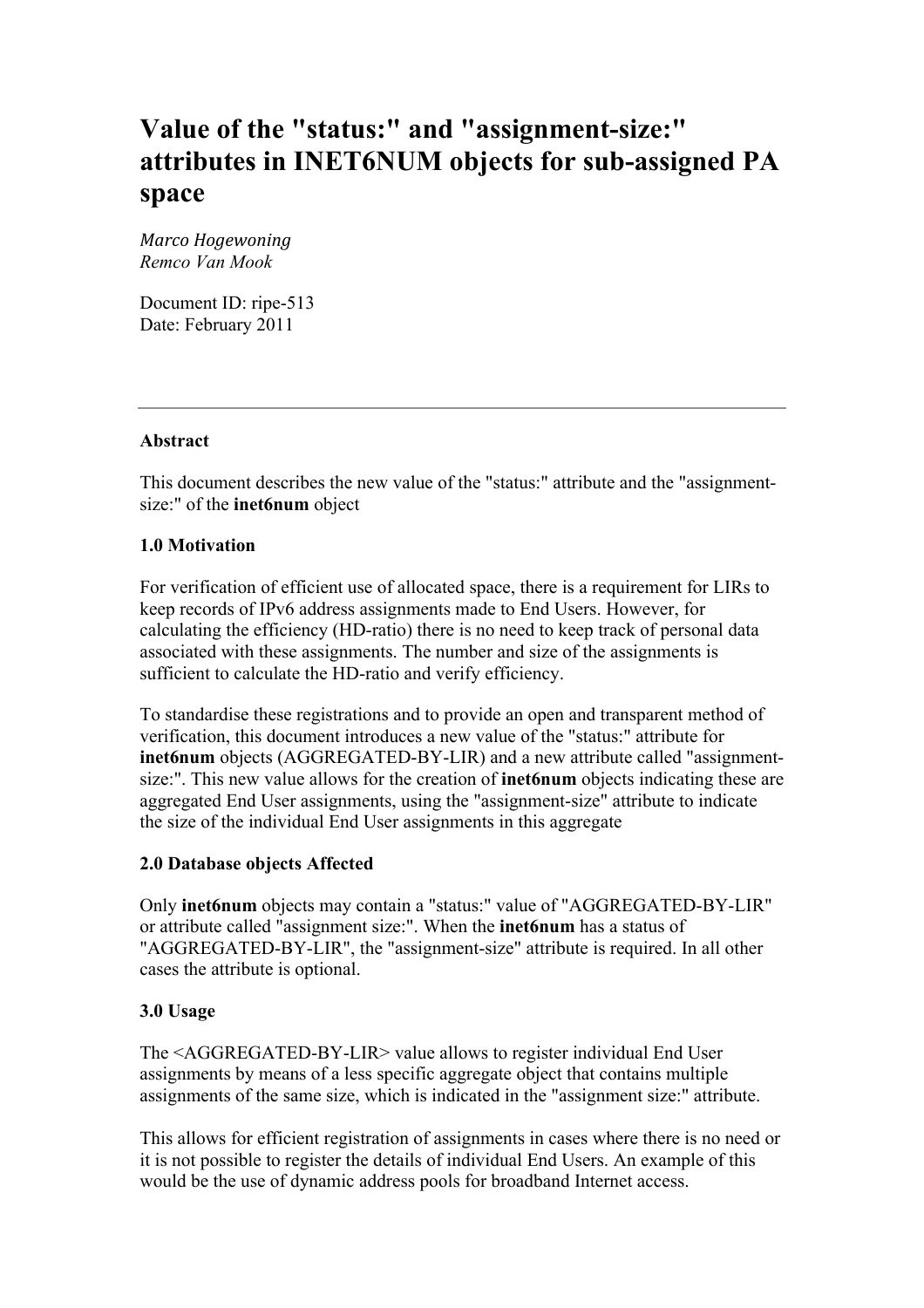# Value of the "status:" and "assignment-size:" attributes in INET6NUM objects for sub-assigned PA space

*Marco Hogewoning*
*Remco Van Mook*

Document ID: ripe-513
Date: February 2011

---

**Abstract**

This document describes the new value of the "status:" attribute and the "assignment-size:" of the **inet6num** object

**1.0 Motivation**

For verification of efficient use of allocated space, there is a requirement for LIRs to keep records of IPv6 address assignments made to End Users. However, for calculating the efficiency (HD-ratio) there is no need to keep track of personal data associated with these assignments. The number and size of the assignments is sufficient to calculate the HD-ratio and verify efficiency.

To standardise these registrations and to provide an open and transparent method of verification, this document introduces a new value of the "status:" attribute for **inet6num** objects (AGGREGATED-BY-LIR) and a new attribute called "assignment-size:". This new value allows for the creation of **inet6num** objects indicating these are aggregated End User assignments, using the "assignment-size" attribute to indicate the size of the individual End User assignments in this aggregate

**2.0 Database objects Affected**

Only **inet6num** objects may contain a "status:" value of "AGGREGATED-BY-LIR" or attribute called "assignment size:". When the **inet6num** has a status of "AGGREGATED-BY-LIR", the "assignment-size" attribute is required. In all other cases the attribute is optional.

**3.0 Usage**

The <AGGREGATED-BY-LIR> value allows to register individual End User assignments by means of a less specific aggregate object that contains multiple assignments of the same size, which is indicated in the "assignment size:" attribute.

This allows for efficient registration of assignments in cases where there is no need or it is not possible to register the details of individual End Users. An example of this would be the use of dynamic address pools for broadband Internet access.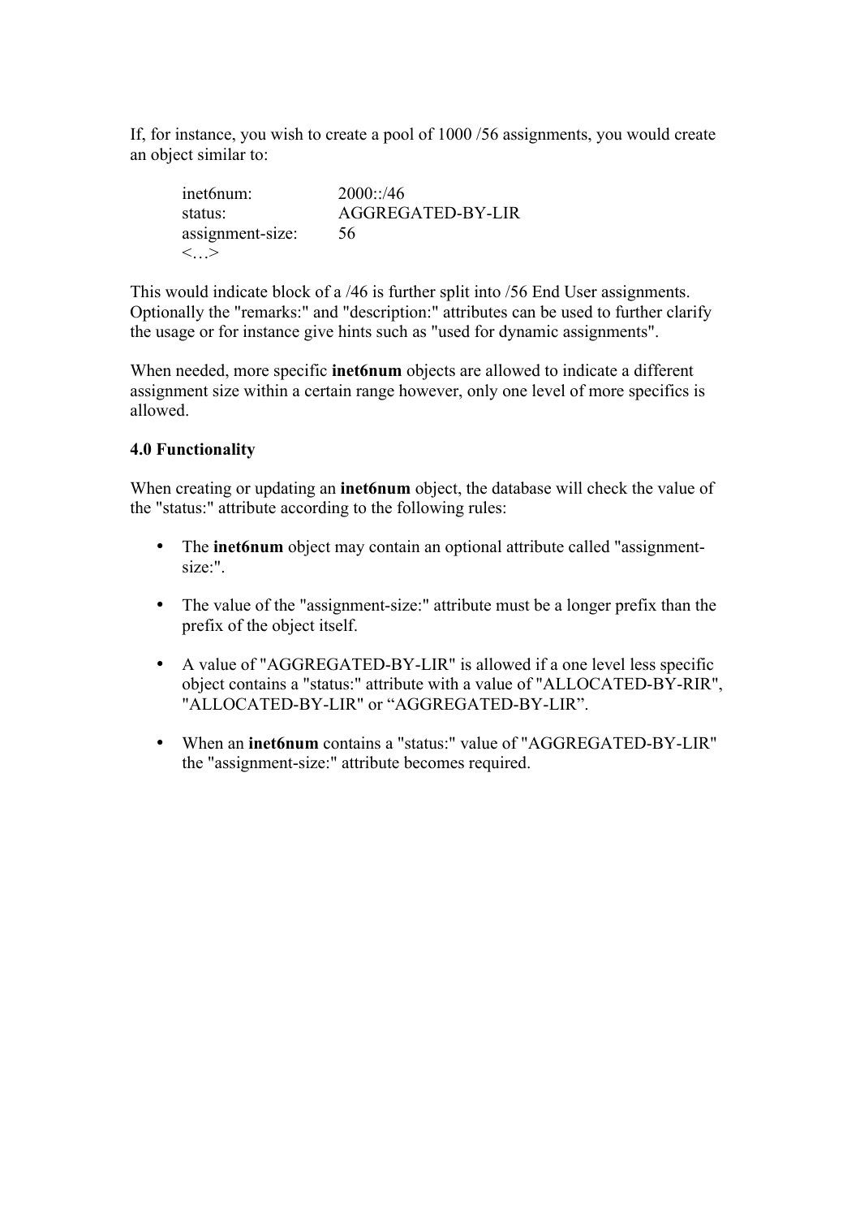If, for instance, you wish to create a pool of 1000 /56 assignments, you would create an object similar to:

```
inet6num:           2000::/46
status:             AGGREGATED-BY-LIR
assignment-size:    56
<…>
```

This would indicate block of a /46 is further split into /56 End User assignments. Optionally the "remarks:" and "description:" attributes can be used to further clarify the usage or for instance give hints such as "used for dynamic assignments".

When needed, more specific **inet6num** objects are allowed to indicate a different assignment size within a certain range however, only one level of more specifics is allowed.

**4.0 Functionality**

When creating or updating an **inet6num** object, the database will check the value of the "status:" attribute according to the following rules:

- The **inet6num** object may contain an optional attribute called "assignment-size:".
- The value of the "assignment-size:" attribute must be a longer prefix than the prefix of the object itself.
- A value of "AGGREGATED-BY-LIR" is allowed if a one level less specific object contains a "status:" attribute with a value of "ALLOCATED-BY-RIR", "ALLOCATED-BY-LIR" or “AGGREGATED-BY-LIR”.
- When an **inet6num** contains a "status:" value of "AGGREGATED-BY-LIR" the "assignment-size:" attribute becomes required.